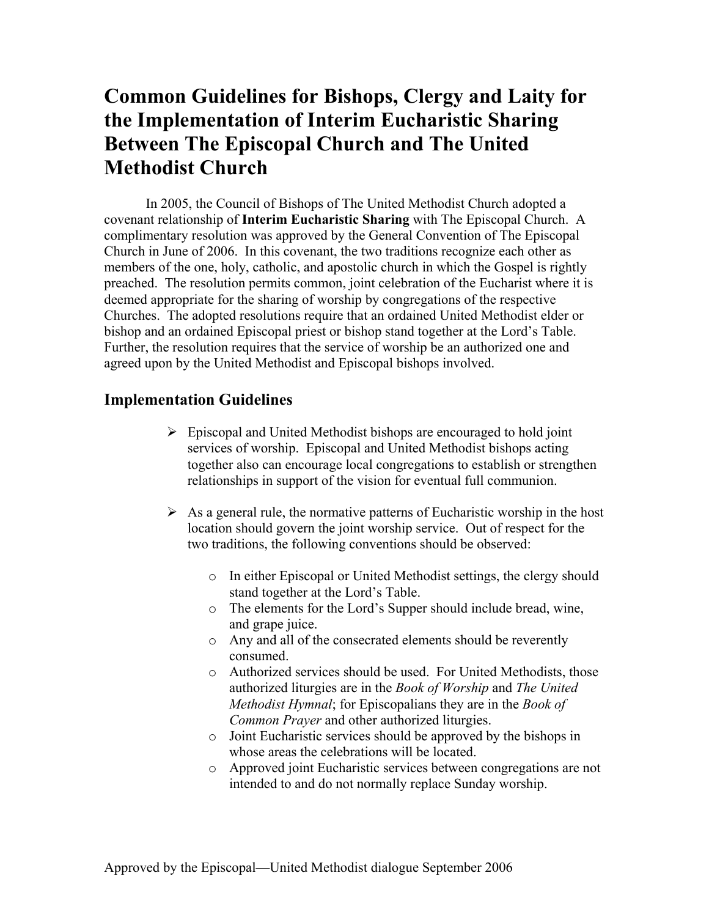# Common Guidelines for Bishops, Clergy and Laity for the Implementation of Interim Eucharistic Sharing Between The Episcopal Church and The United Methodist Church

In 2005, the Council of Bishops of The United Methodist Church adopted a covenant relationship of **Interim Eucharistic Sharing** with The Episcopal Church. A complimentary resolution was approved by the General Convention of The Episcopal Church in June of 2006. In this covenant, the two traditions recognize each other as members of the one, holy, catholic, and apostolic church in which the Gospel is rightly preached. The resolution permits common, joint celebration of the Eucharist where it is deemed appropriate for the sharing of worship by congregations of the respective Churches. The adopted resolutions require that an ordained United Methodist elder or bishop and an ordained Episcopal priest or bishop stand together at the Lord's Table. Further, the resolution requires that the service of worship be an authorized one and agreed upon by the United Methodist and Episcopal bishops involved.

## Implementation Guidelines

- Episcopal and United Methodist bishops are encouraged to hold joint services of worship. Episcopal and United Methodist bishops acting together also can encourage local congregations to establish or strengthen relationships in support of the vision for eventual full communion.

- As a general rule, the normative patterns of Eucharistic worship in the host location should govern the joint worship service. Out of respect for the two traditions, the following conventions should be observed:

  - In either Episcopal or United Methodist settings, the clergy should stand together at the Lord's Table.
  - The elements for the Lord's Supper should include bread, wine, and grape juice.
  - Any and all of the consecrated elements should be reverently consumed.
  - Authorized services should be used. For United Methodists, those authorized liturgies are in the *Book of Worship* and *The United Methodist Hymnal*; for Episcopalians they are in the *Book of Common Prayer* and other authorized liturgies.
  - Joint Eucharistic services should be approved by the bishops in whose areas the celebrations will be located.
  - Approved joint Eucharistic services between congregations are not intended to and do not normally replace Sunday worship.

Approved by the Episcopal—United Methodist dialogue September 2006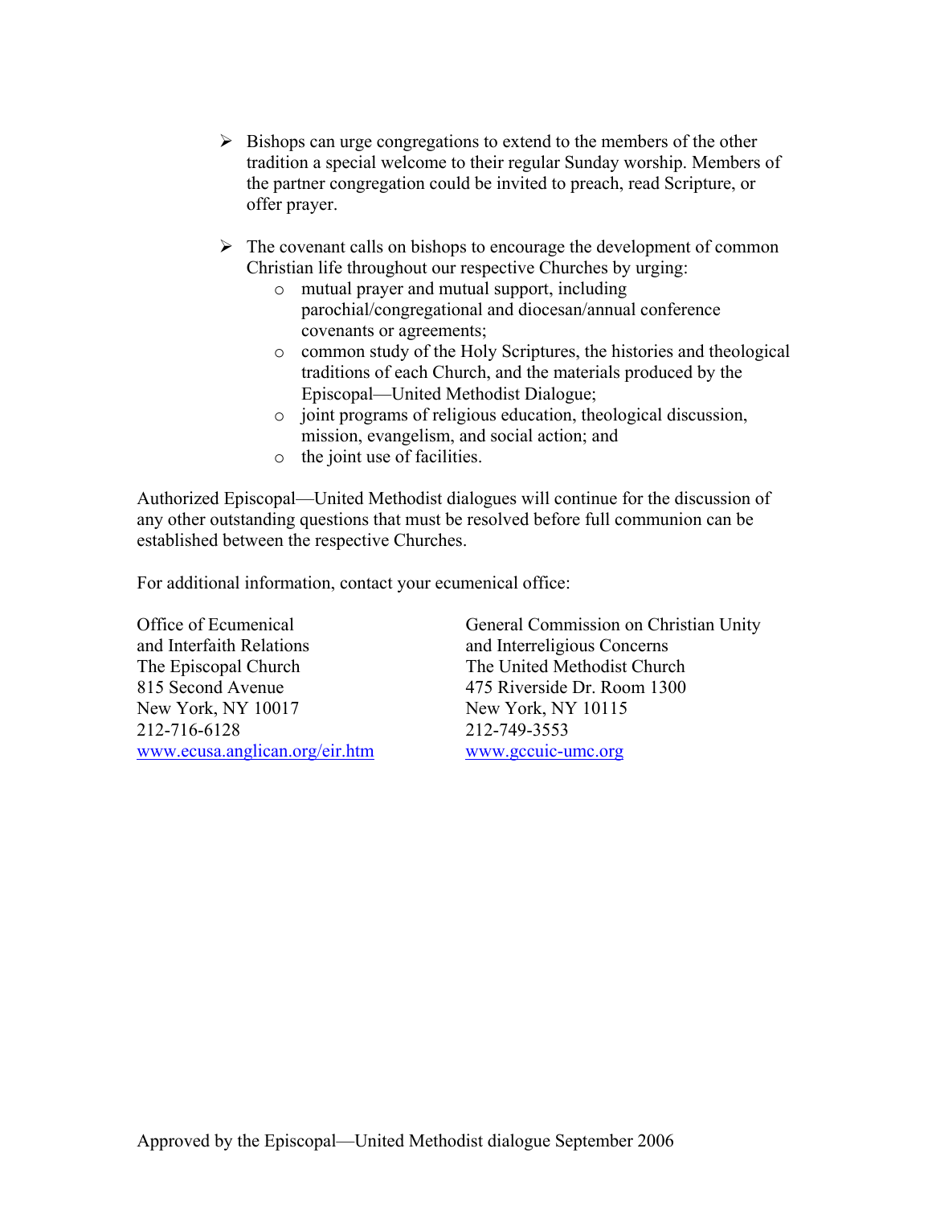- Bishops can urge congregations to extend to the members of the other tradition a special welcome to their regular Sunday worship. Members of the partner congregation could be invited to preach, read Scripture, or offer prayer.

- The covenant calls on bishops to encourage the development of common Christian life throughout our respective Churches by urging:
  - mutual prayer and mutual support, including parochial/congregational and diocesan/annual conference covenants or agreements;
  - common study of the Holy Scriptures, the histories and theological traditions of each Church, and the materials produced by the Episcopal—United Methodist Dialogue;
  - joint programs of religious education, theological discussion, mission, evangelism, and social action; and
  - the joint use of facilities.

Authorized Episcopal—United Methodist dialogues will continue for the discussion of any other outstanding questions that must be resolved before full communion can be established between the respective Churches.

For additional information, contact your ecumenical office:

Office of Ecumenical
and Interfaith Relations
The Episcopal Church
815 Second Avenue
New York, NY 10017
212-716-6128
www.ecusa.anglican.org/eir.htm

General Commission on Christian Unity
and Interreligious Concerns
The United Methodist Church
475 Riverside Dr. Room 1300
New York, NY 10115
212-749-3553
www.gccuic-umc.org

Approved by the Episcopal—United Methodist dialogue September 2006